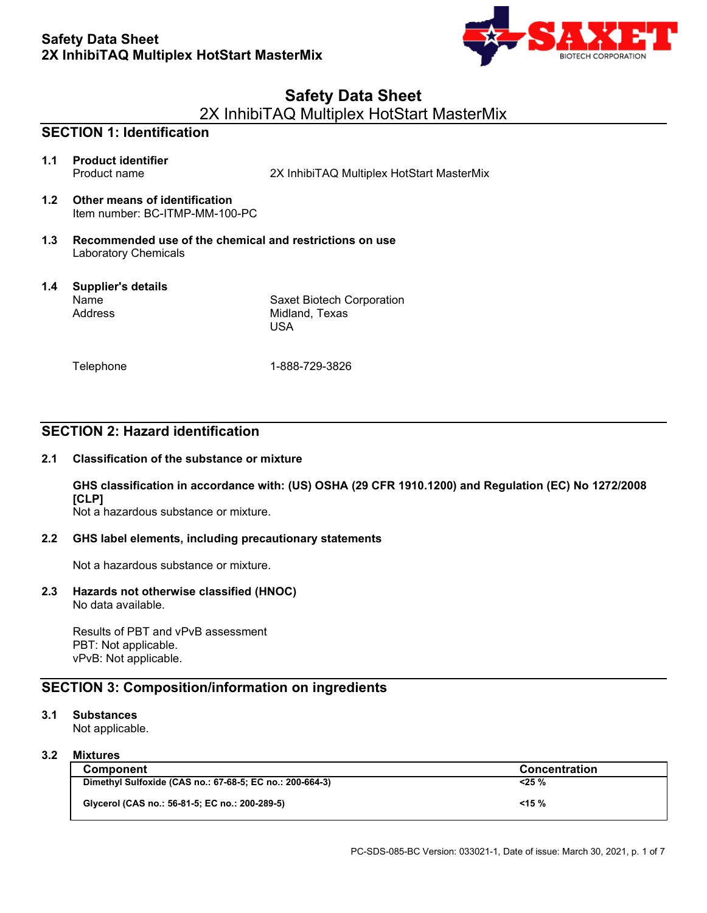# Safety Data Sheet

2X InhibiTAQ Multiplex HotStart MasterMix

## SECTION 1: Identification

**1.1 Product identifier**

Product name: 2X InhibiTAQ Multiplex HotStart MasterMix

**1.2 Other means of identification**

Item number: BC-ITMP-MM-100-PC

**1.3 Recommended use of the chemical and restrictions on use**

Laboratory Chemicals

**1.4 Supplier's details**

| | |
|---|---|
| Name | Saxet Biotech Corporation |
| Address | Midland, Texas<br>USA |
| Telephone | 1-888-729-3826 |

## SECTION 2: Hazard identification

**2.1 Classification of the substance or mixture**

**GHS classification in accordance with: (US) OSHA (29 CFR 1910.1200) and Regulation (EC) No 1272/2008 [CLP]**

Not a hazardous substance or mixture.

**2.2 GHS label elements, including precautionary statements**

Not a hazardous substance or mixture.

**2.3 Hazards not otherwise classified (HNOC)**

No data available.

Results of PBT and vPvB assessment

PBT: Not applicable.

vPvB: Not applicable.

## SECTION 3: Composition/information on ingredients

**3.1 Substances**

Not applicable.

**3.2 Mixtures**

| Component | Concentration |
|---|---|
| Dimethyl Sulfoxide (CAS no.: 67-68-5; EC no.: 200-664-3) | <25 % |
| Glycerol (CAS no.: 56-81-5; EC no.: 200-289-5) | <15 % |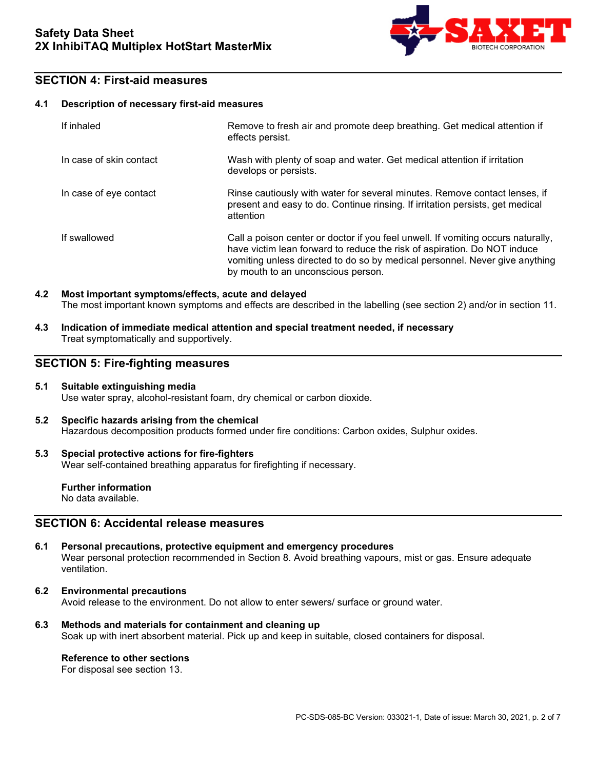## SECTION 4: First-aid measures

### 4.1 Description of necessary first-aid measures

| | |
|---|---|
| If inhaled | Remove to fresh air and promote deep breathing. Get medical attention if effects persist. |
| In case of skin contact | Wash with plenty of soap and water. Get medical attention if irritation develops or persists. |
| In case of eye contact | Rinse cautiously with water for several minutes. Remove contact lenses, if present and easy to do. Continue rinsing. If irritation persists, get medical attention |
| If swallowed | Call a poison center or doctor if you feel unwell. If vomiting occurs naturally, have victim lean forward to reduce the risk of aspiration. Do NOT induce vomiting unless directed to do so by medical personnel. Never give anything by mouth to an unconscious person. |

### 4.2 Most important symptoms/effects, acute and delayed

The most important known symptoms and effects are described in the labelling (see section 2) and/or in section 11.

### 4.3 Indication of immediate medical attention and special treatment needed, if necessary

Treat symptomatically and supportively.

## SECTION 5: Fire-fighting measures

### 5.1 Suitable extinguishing media

Use water spray, alcohol-resistant foam, dry chemical or carbon dioxide.

### 5.2 Specific hazards arising from the chemical

Hazardous decomposition products formed under fire conditions: Carbon oxides, Sulphur oxides.

### 5.3 Special protective actions for fire-fighters

Wear self-contained breathing apparatus for firefighting if necessary.

**Further information**

No data available.

## SECTION 6: Accidental release measures

### 6.1 Personal precautions, protective equipment and emergency procedures

Wear personal protection recommended in Section 8. Avoid breathing vapours, mist or gas. Ensure adequate ventilation.

### 6.2 Environmental precautions

Avoid release to the environment. Do not allow to enter sewers/ surface or ground water.

### 6.3 Methods and materials for containment and cleaning up

Soak up with inert absorbent material. Pick up and keep in suitable, closed containers for disposal.

**Reference to other sections**

For disposal see section 13.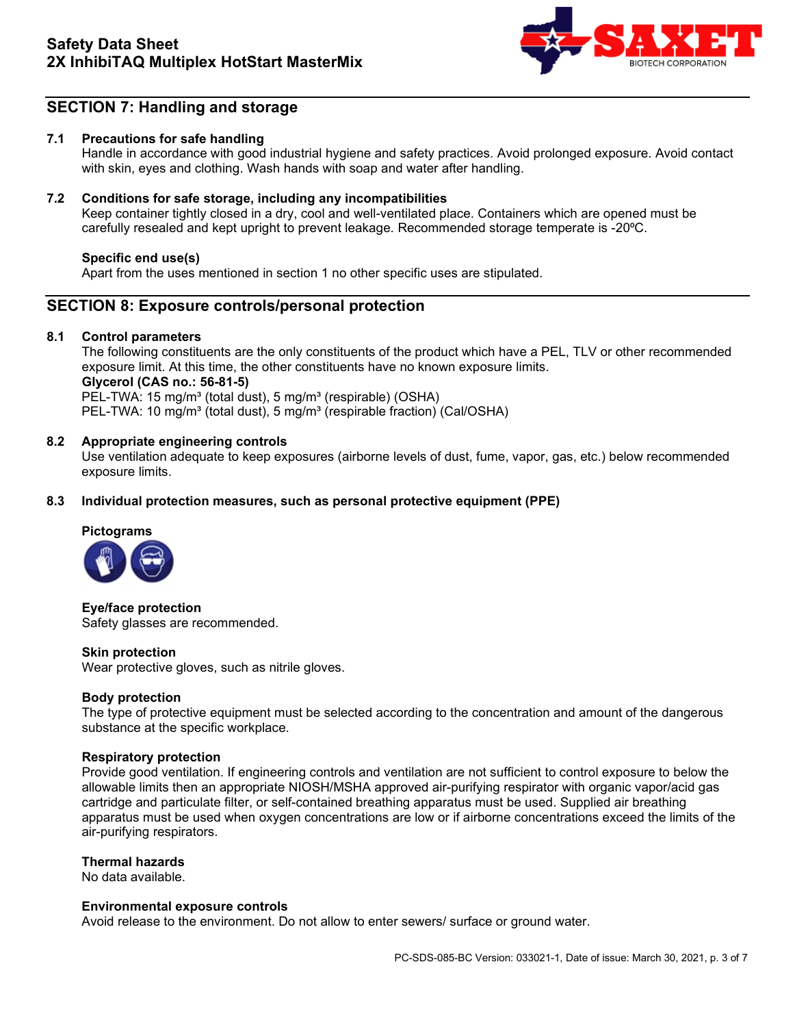## SECTION 7: Handling and storage

### 7.1 Precautions for safe handling

Handle in accordance with good industrial hygiene and safety practices. Avoid prolonged exposure. Avoid contact with skin, eyes and clothing. Wash hands with soap and water after handling.

### 7.2 Conditions for safe storage, including any incompatibilities

Keep container tightly closed in a dry, cool and well-ventilated place. Containers which are opened must be carefully resealed and kept upright to prevent leakage. Recommended storage temperate is -20ºC.

**Specific end use(s)**

Apart from the uses mentioned in section 1 no other specific uses are stipulated.

## SECTION 8: Exposure controls/personal protection

### 8.1 Control parameters

The following constituents are the only constituents of the product which have a PEL, TLV or other recommended exposure limit. At this time, the other constituents have no known exposure limits.

**Glycerol (CAS no.: 56-81-5)**

PEL-TWA: 15 mg/m³ (total dust), 5 mg/m³ (respirable) (OSHA)
PEL-TWA: 10 mg/m³ (total dust), 5 mg/m³ (respirable fraction) (Cal/OSHA)

### 8.2 Appropriate engineering controls

Use ventilation adequate to keep exposures (airborne levels of dust, fume, vapor, gas, etc.) below recommended exposure limits.

### 8.3 Individual protection measures, such as personal protective equipment (PPE)

**Pictograms**

**Eye/face protection**

Safety glasses are recommended.

**Skin protection**

Wear protective gloves, such as nitrile gloves.

**Body protection**

The type of protective equipment must be selected according to the concentration and amount of the dangerous substance at the specific workplace.

**Respiratory protection**

Provide good ventilation. If engineering controls and ventilation are not sufficient to control exposure to below the allowable limits then an appropriate NIOSH/MSHA approved air-purifying respirator with organic vapor/acid gas cartridge and particulate filter, or self-contained breathing apparatus must be used. Supplied air breathing apparatus must be used when oxygen concentrations are low or if airborne concentrations exceed the limits of the air-purifying respirators.

**Thermal hazards**

No data available.

**Environmental exposure controls**

Avoid release to the environment. Do not allow to enter sewers/ surface or ground water.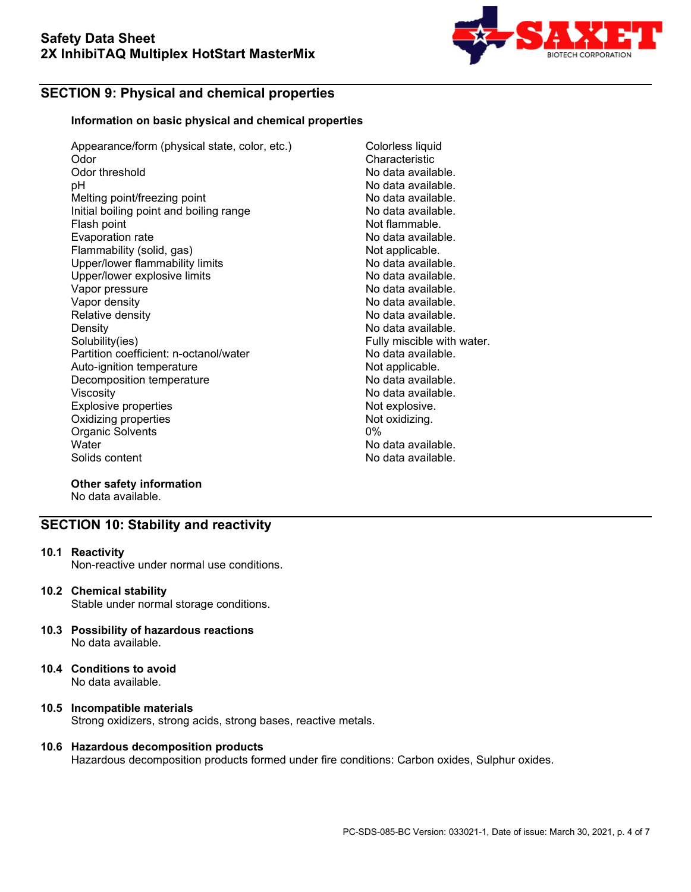## SECTION 9: Physical and chemical properties

**Information on basic physical and chemical properties**

| Property | Value |
|---|---|
| Appearance/form (physical state, color, etc.) | Colorless liquid |
| Odor | Characteristic |
| Odor threshold | No data available. |
| pH | No data available. |
| Melting point/freezing point | No data available. |
| Initial boiling point and boiling range | No data available. |
| Flash point | Not flammable. |
| Evaporation rate | No data available. |
| Flammability (solid, gas) | Not applicable. |
| Upper/lower flammability limits | No data available. |
| Upper/lower explosive limits | No data available. |
| Vapor pressure | No data available. |
| Vapor density | No data available. |
| Relative density | No data available. |
| Density | No data available. |
| Solubility(ies) | Fully miscible with water. |
| Partition coefficient: n-octanol/water | No data available. |
| Auto-ignition temperature | Not applicable. |
| Decomposition temperature | No data available. |
| Viscosity | No data available. |
| Explosive properties | Not explosive. |
| Oxidizing properties | Not oxidizing. |
| Organic Solvents | 0% |
| Water | No data available. |
| Solids content | No data available. |

**Other safety information**

No data available.

## SECTION 10: Stability and reactivity

**10.1 Reactivity**

Non-reactive under normal use conditions.

**10.2 Chemical stability**

Stable under normal storage conditions.

**10.3 Possibility of hazardous reactions**

No data available.

**10.4 Conditions to avoid**

No data available.

**10.5 Incompatible materials**

Strong oxidizers, strong acids, strong bases, reactive metals.

**10.6 Hazardous decomposition products**

Hazardous decomposition products formed under fire conditions: Carbon oxides, Sulphur oxides.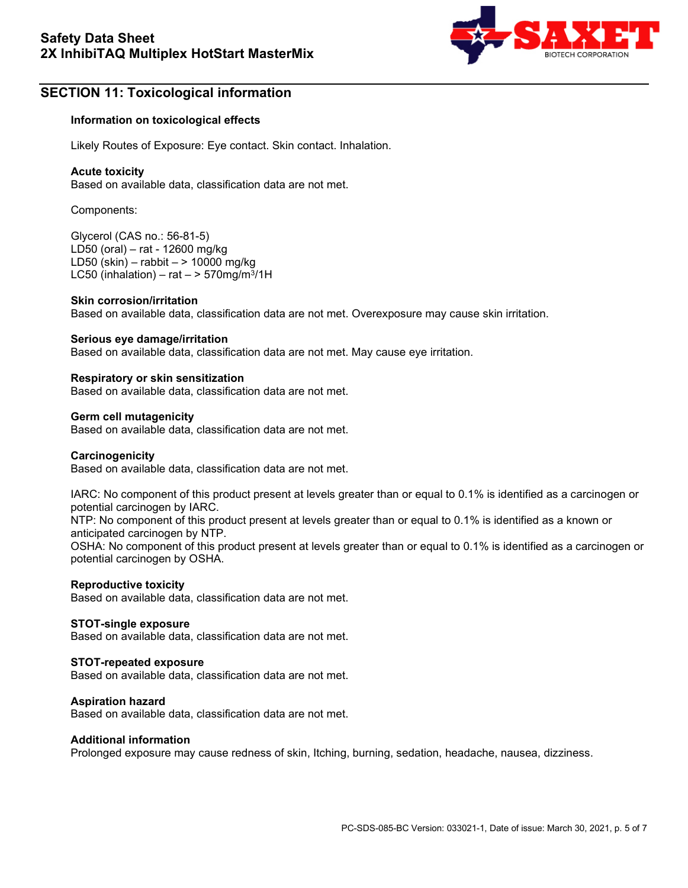## SECTION 11: Toxicological information

### Information on toxicological effects

Likely Routes of Exposure: Eye contact. Skin contact. Inhalation.

**Acute toxicity**
Based on available data, classification data are not met.

Components:

Glycerol (CAS no.: 56-81-5)
LD50 (oral) – rat - 12600 mg/kg
LD50 (skin) – rabbit – > 10000 mg/kg
LC50 (inhalation) – rat – > 570mg/m$^3$/1H

**Skin corrosion/irritation**
Based on available data, classification data are not met. Overexposure may cause skin irritation.

**Serious eye damage/irritation**
Based on available data, classification data are not met. May cause eye irritation.

**Respiratory or skin sensitization**
Based on available data, classification data are not met.

**Germ cell mutagenicity**
Based on available data, classification data are not met.

**Carcinogenicity**
Based on available data, classification data are not met.

IARC: No component of this product present at levels greater than or equal to 0.1% is identified as a carcinogen or potential carcinogen by IARC.
NTP: No component of this product present at levels greater than or equal to 0.1% is identified as a known or anticipated carcinogen by NTP.
OSHA: No component of this product present at levels greater than or equal to 0.1% is identified as a carcinogen or potential carcinogen by OSHA.

**Reproductive toxicity**
Based on available data, classification data are not met.

**STOT-single exposure**
Based on available data, classification data are not met.

**STOT-repeated exposure**
Based on available data, classification data are not met.

**Aspiration hazard**
Based on available data, classification data are not met.

**Additional information**
Prolonged exposure may cause redness of skin, Itching, burning, sedation, headache, nausea, dizziness.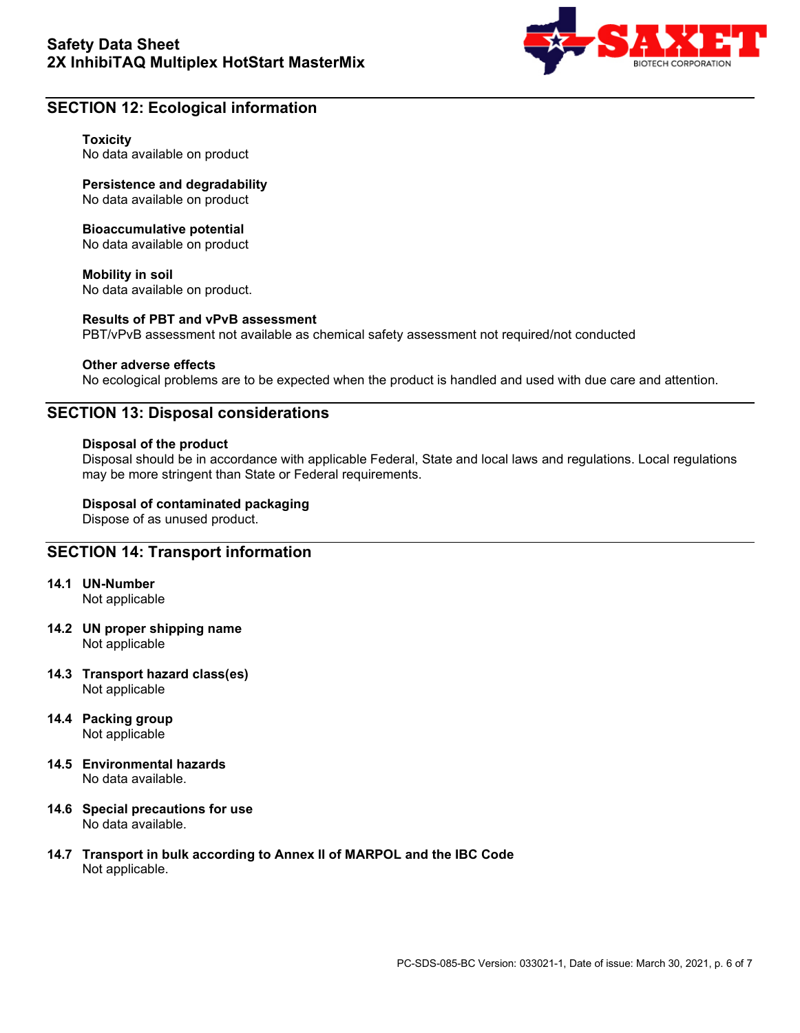## SECTION 12: Ecological information

**Toxicity**
No data available on product

**Persistence and degradability**
No data available on product

**Bioaccumulative potential**
No data available on product

**Mobility in soil**
No data available on product.

**Results of PBT and vPvB assessment**
PBT/vPvB assessment not available as chemical safety assessment not required/not conducted

**Other adverse effects**
No ecological problems are to be expected when the product is handled and used with due care and attention.

## SECTION 13: Disposal considerations

**Disposal of the product**
Disposal should be in accordance with applicable Federal, State and local laws and regulations. Local regulations may be more stringent than State or Federal requirements.

**Disposal of contaminated packaging**
Dispose of as unused product.

## SECTION 14: Transport information

**14.1 UN-Number**
Not applicable

**14.2 UN proper shipping name**
Not applicable

**14.3 Transport hazard class(es)**
Not applicable

**14.4 Packing group**
Not applicable

**14.5 Environmental hazards**
No data available.

**14.6 Special precautions for use**
No data available.

**14.7 Transport in bulk according to Annex II of MARPOL and the IBC Code**
Not applicable.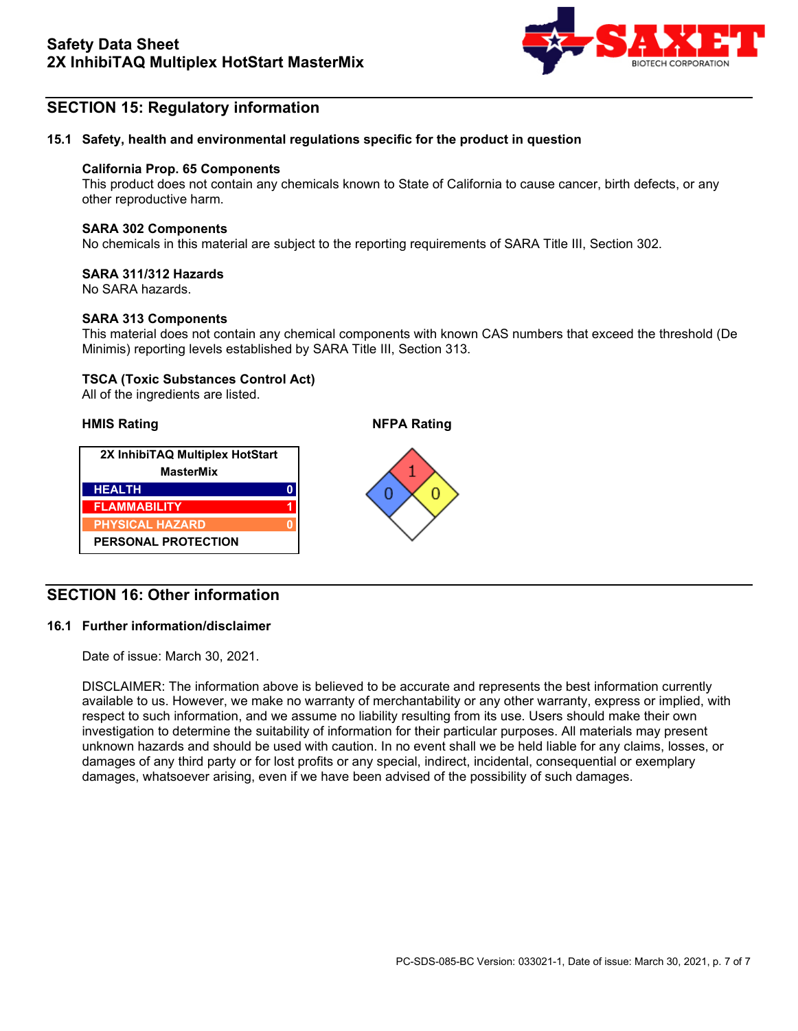## SECTION 15: Regulatory information

### 15.1 Safety, health and environmental regulations specific for the product in question

**California Prop. 65 Components**
This product does not contain any chemicals known to State of California to cause cancer, birth defects, or any other reproductive harm.

**SARA 302 Components**
No chemicals in this material are subject to the reporting requirements of SARA Title III, Section 302.

**SARA 311/312 Hazards**
No SARA hazards.

**SARA 313 Components**
This material does not contain any chemical components with known CAS numbers that exceed the threshold (De Minimis) reporting levels established by SARA Title III, Section 313.

**TSCA (Toxic Substances Control Act)**
All of the ingredients are listed.

**HMIS Rating**

| 2X InhibiTAQ Multiplex HotStart MasterMix | |
|---|---|
| HEALTH | 0 |
| FLAMMABILITY | 1 |
| PHYSICAL HAZARD | 0 |
| PERSONAL PROTECTION | |

**NFPA Rating**

1
0
0

## SECTION 16: Other information

### 16.1 Further information/disclaimer

Date of issue: March 30, 2021.

DISCLAIMER: The information above is believed to be accurate and represents the best information currently available to us. However, we make no warranty of merchantability or any other warranty, express or implied, with respect to such information, and we assume no liability resulting from its use. Users should make their own investigation to determine the suitability of information for their particular purposes. All materials may present unknown hazards and should be used with caution. In no event shall we be held liable for any claims, losses, or damages of any third party or for lost profits or any special, indirect, incidental, consequential or exemplary damages, whatsoever arising, even if we have been advised of the possibility of such damages.